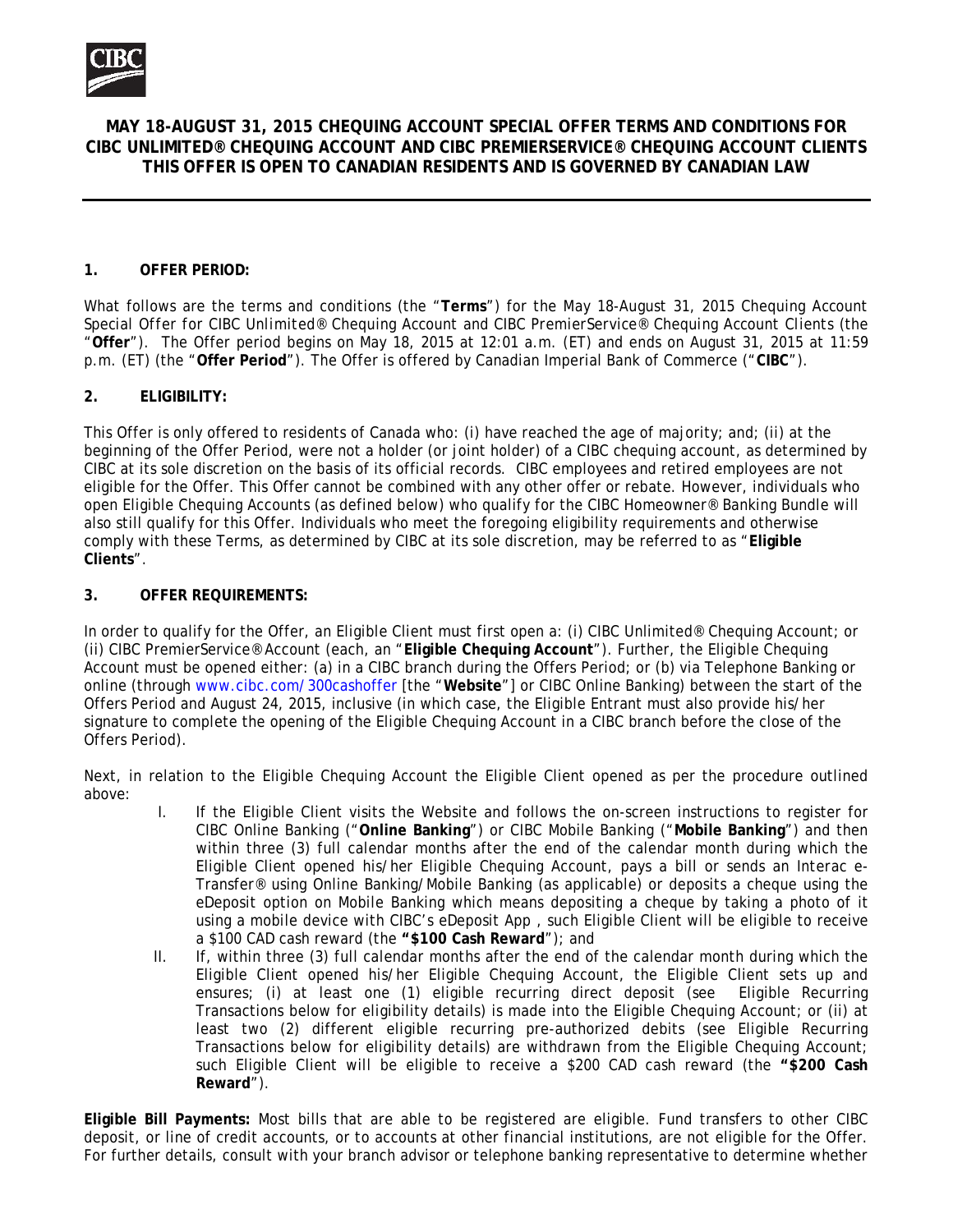**MAY 18-AUGUST 31, 2015 CHEQUING ACCOUNT SPECIAL OFFER TERMS AND CONDITIONS FOR CIBC UNLIMITED® CHEQUING ACCOUNT AND CIBC PREMIERSERVICE® CHEQUING ACCOUNT CLIENTS THIS OFFER IS OPEN TO CANADIAN RESIDENTS AND IS GOVERNED BY CANADIAN LAW**

## 1. OFFER PERIOD:

What follows are the terms and conditions (the "**Terms**") for the May 18-August 31, 2015 Chequing Account Special Offer for CIBC Unlimited® Chequing Account and CIBC PremierService® Chequing Account Clients (the "**Offer**"). The Offer period begins on May 18, 2015 at 12:01 a.m. (ET) and ends on August 31, 2015 at 11:59 p.m. (ET) (the "**Offer Period**"). The Offer is offered by Canadian Imperial Bank of Commerce ("**CIBC**").

## 2. ELIGIBILITY:

This Offer is only offered to residents of Canada who: (i) have reached the age of majority; and; (ii) at the beginning of the Offer Period, were not a holder (or joint holder) of a CIBC chequing account, as determined by CIBC at its sole discretion on the basis of its official records. CIBC employees and retired employees are not eligible for the Offer. This Offer cannot be combined with any other offer or rebate. However, individuals who open Eligible Chequing Accounts (as defined below) who qualify for the CIBC Homeowner® Banking Bundle will also still qualify for this Offer. Individuals who meet the foregoing eligibility requirements and otherwise comply with these Terms, as determined by CIBC at its sole discretion, may be referred to as "**Eligible Clients**".

## 3. OFFER REQUIREMENTS:

In order to qualify for the Offer, an Eligible Client must first open a: (i) CIBC Unlimited® Chequing Account; or (ii) CIBC PremierService® Account (each, an "**Eligible Chequing Account**"). Further, the Eligible Chequing Account must be opened either: (a) in a CIBC branch during the Offers Period; or (b) via Telephone Banking or online (through www.cibc.com/300cashoffer [the "**Website**"] or CIBC Online Banking) between the start of the Offers Period and August 24, 2015, inclusive (in which case, the Eligible Entrant must also provide his/her signature to complete the opening of the Eligible Chequing Account in a CIBC branch before the close of the Offers Period).

Next, in relation to the Eligible Chequing Account the Eligible Client opened as per the procedure outlined above:

I. If the Eligible Client visits the Website and follows the on-screen instructions to register for CIBC Online Banking ("**Online Banking**") or CIBC Mobile Banking ("**Mobile Banking**") and then within three (3) full calendar months after the end of the calendar month during which the Eligible Client opened his/her Eligible Chequing Account, pays a bill or sends an Interac e-Transfer® using Online Banking/Mobile Banking (as applicable) or deposits a cheque using the eDeposit option on Mobile Banking which means depositing a cheque by taking a photo of it using a mobile device with CIBC's eDeposit App , such Eligible Client will be eligible to receive a $100 CAD cash reward (the **"$100 Cash Reward"**); and

II. If, within three (3) full calendar months after the end of the calendar month during which the Eligible Client opened his/her Eligible Chequing Account, the Eligible Client sets up and ensures; (i) at least one (1) eligible recurring direct deposit (see Eligible Recurring Transactions below for eligibility details) is made into the Eligible Chequing Account; or (ii) at least two (2) different eligible recurring pre-authorized debits (see Eligible Recurring Transactions below for eligibility details) are withdrawn from the Eligible Chequing Account; such Eligible Client will be eligible to receive a $200 CAD cash reward (the **"$200 Cash Reward"**).

**Eligible Bill Payments:** Most bills that are able to be registered are eligible. Fund transfers to other CIBC deposit, or line of credit accounts, or to accounts at other financial institutions, are not eligible for the Offer. For further details, consult with your branch advisor or telephone banking representative to determine whether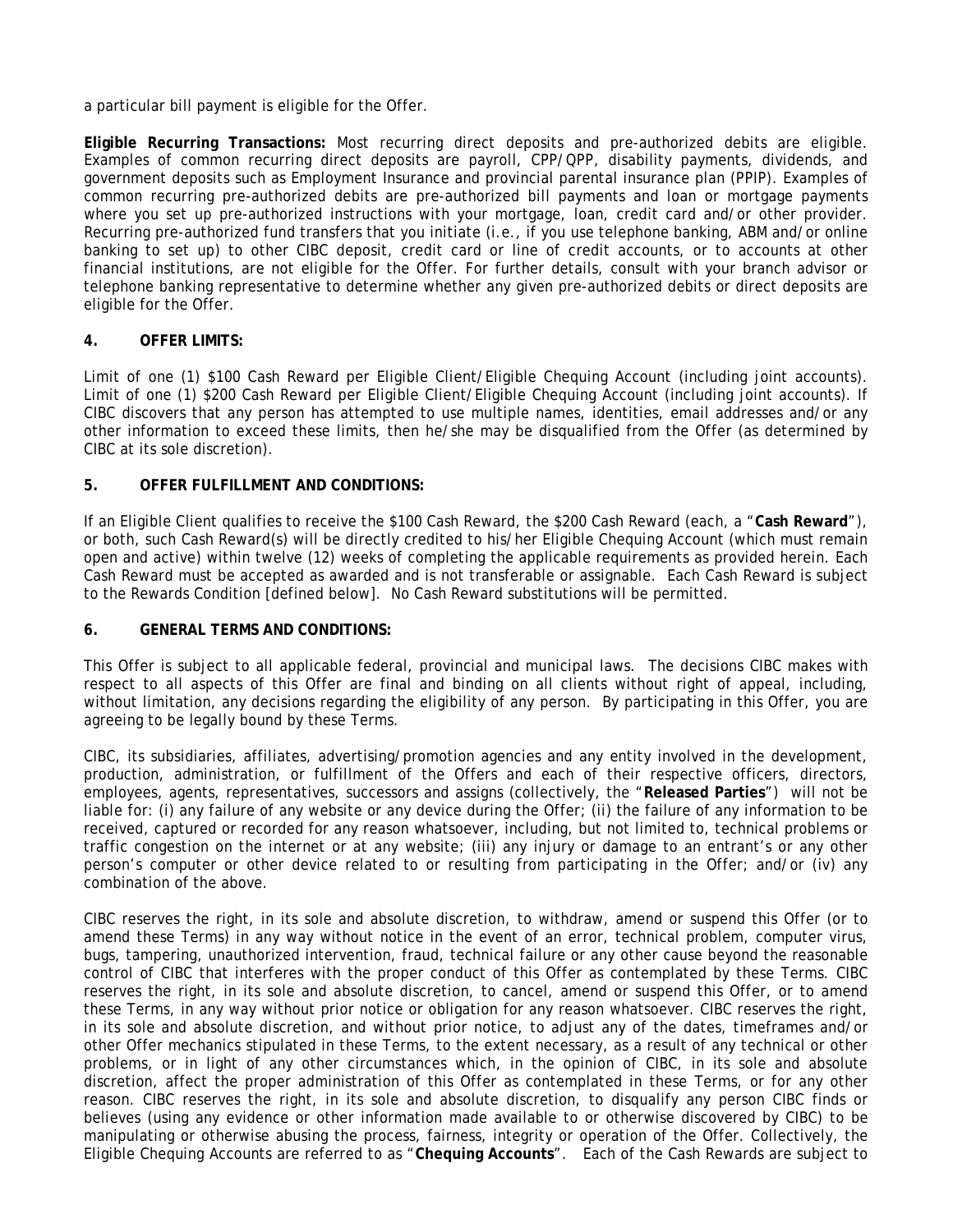a particular bill payment is eligible for the Offer.

**Eligible Recurring Transactions:** Most recurring direct deposits and pre-authorized debits are eligible. Examples of common recurring direct deposits are payroll, CPP/QPP, disability payments, dividends, and government deposits such as Employment Insurance and provincial parental insurance plan (PPIP). Examples of common recurring pre-authorized debits are pre-authorized bill payments and loan or mortgage payments where you set up pre-authorized instructions with your mortgage, loan, credit card and/or other provider. Recurring pre-authorized fund transfers that you initiate (i.e., if you use telephone banking, ABM and/or online banking to set up) to other CIBC deposit, credit card or line of credit accounts, or to accounts at other financial institutions, are not eligible for the Offer. For further details, consult with your branch advisor or telephone banking representative to determine whether any given pre-authorized debits or direct deposits are eligible for the Offer.

## 4. OFFER LIMITS:

Limit of one (1) $100 Cash Reward per Eligible Client/Eligible Chequing Account (including joint accounts). Limit of one (1) $200 Cash Reward per Eligible Client/Eligible Chequing Account (including joint accounts). If CIBC discovers that any person has attempted to use multiple names, identities, email addresses and/or any other information to exceed these limits, then he/she may be disqualified from the Offer (as determined by CIBC at its sole discretion).

## 5. OFFER FULFILLMENT AND CONDITIONS:

If an Eligible Client qualifies to receive the $100 Cash Reward, the $200 Cash Reward (each, a "**Cash Reward**"), or both, such Cash Reward(s) will be directly credited to his/her Eligible Chequing Account (which must remain open and active) within twelve (12) weeks of completing the applicable requirements as provided herein. Each Cash Reward must be accepted as awarded and is not transferable or assignable. Each Cash Reward is subject to the Rewards Condition [defined below]. No Cash Reward substitutions will be permitted.

## 6. GENERAL TERMS AND CONDITIONS:

This Offer is subject to all applicable federal, provincial and municipal laws. The decisions CIBC makes with respect to all aspects of this Offer are final and binding on all clients without right of appeal, including, without limitation, any decisions regarding the eligibility of any person. By participating in this Offer, you are agreeing to be legally bound by these Terms.

CIBC, its subsidiaries, affiliates, advertising/promotion agencies and any entity involved in the development, production, administration, or fulfillment of the Offers and each of their respective officers, directors, employees, agents, representatives, successors and assigns (collectively, the "**Released Parties**") will not be liable for: (i) any failure of any website or any device during the Offer; (ii) the failure of any information to be received, captured or recorded for any reason whatsoever, including, but not limited to, technical problems or traffic congestion on the internet or at any website; (iii) any injury or damage to an entrant's or any other person's computer or other device related to or resulting from participating in the Offer; and/or (iv) any combination of the above.

CIBC reserves the right, in its sole and absolute discretion, to withdraw, amend or suspend this Offer (or to amend these Terms) in any way without notice in the event of an error, technical problem, computer virus, bugs, tampering, unauthorized intervention, fraud, technical failure or any other cause beyond the reasonable control of CIBC that interferes with the proper conduct of this Offer as contemplated by these Terms. CIBC reserves the right, in its sole and absolute discretion, to cancel, amend or suspend this Offer, or to amend these Terms, in any way without prior notice or obligation for any reason whatsoever. CIBC reserves the right, in its sole and absolute discretion, and without prior notice, to adjust any of the dates, timeframes and/or other Offer mechanics stipulated in these Terms, to the extent necessary, as a result of any technical or other problems, or in light of any other circumstances which, in the opinion of CIBC, in its sole and absolute discretion, affect the proper administration of this Offer as contemplated in these Terms, or for any other reason. CIBC reserves the right, in its sole and absolute discretion, to disqualify any person CIBC finds or believes (using any evidence or other information made available to or otherwise discovered by CIBC) to be manipulating or otherwise abusing the process, fairness, integrity or operation of the Offer. Collectively, the Eligible Chequing Accounts are referred to as "**Chequing Accounts**". Each of the Cash Rewards are subject to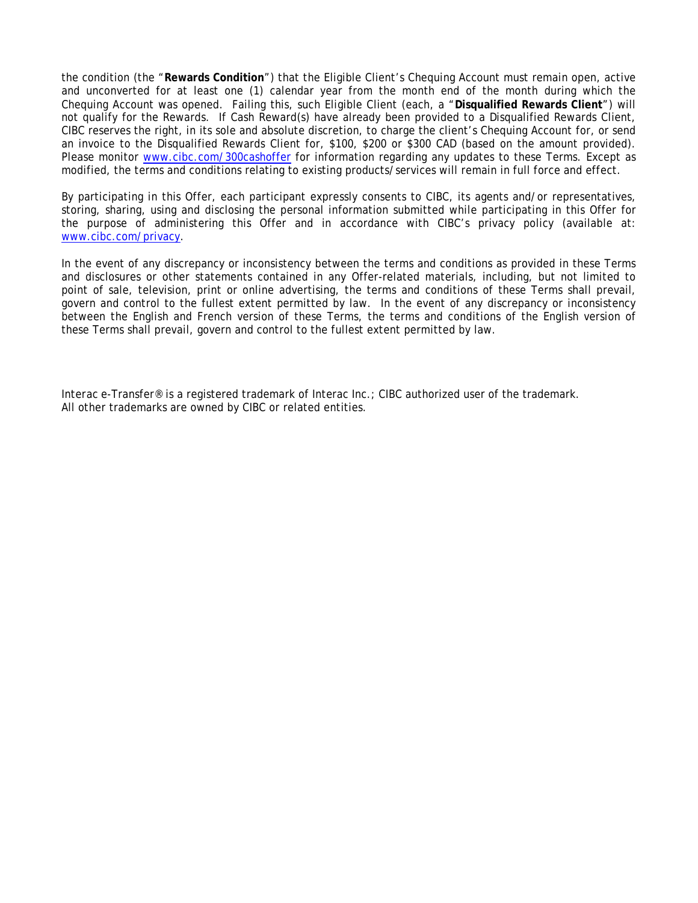the condition (the "**Rewards Condition**") that the Eligible Client's Chequing Account must remain open, active and unconverted for at least one (1) calendar year from the month end of the month during which the Chequing Account was opened. Failing this, such Eligible Client (each, a "**Disqualified Rewards Client**") will not qualify for the Rewards. If Cash Reward(s) have already been provided to a Disqualified Rewards Client, CIBC reserves the right, in its sole and absolute discretion, to charge the client's Chequing Account for, or send an invoice to the Disqualified Rewards Client for, $100, $200 or $300 CAD (based on the amount provided). Please monitor [www.cibc.com/300cashoffer](www.cibc.com/300cashoffer) for information regarding any updates to these Terms. Except as modified, the terms and conditions relating to existing products/services will remain in full force and effect.

By participating in this Offer, each participant expressly consents to CIBC, its agents and/or representatives, storing, sharing, using and disclosing the personal information submitted while participating in this Offer for the purpose of administering this Offer and in accordance with CIBC's privacy policy (available at: [www.cibc.com/privacy](www.cibc.com/privacy).

In the event of any discrepancy or inconsistency between the terms and conditions as provided in these Terms and disclosures or other statements contained in any Offer-related materials, including, but not limited to point of sale, television, print or online advertising, the terms and conditions of these Terms shall prevail, govern and control to the fullest extent permitted by law. In the event of any discrepancy or inconsistency between the English and French version of these Terms, the terms and conditions of the English version of these Terms shall prevail, govern and control to the fullest extent permitted by law.

Interac e-Transfer® is a registered trademark of Interac Inc.; CIBC authorized user of the trademark.
All other trademarks are owned by CIBC or related entities.